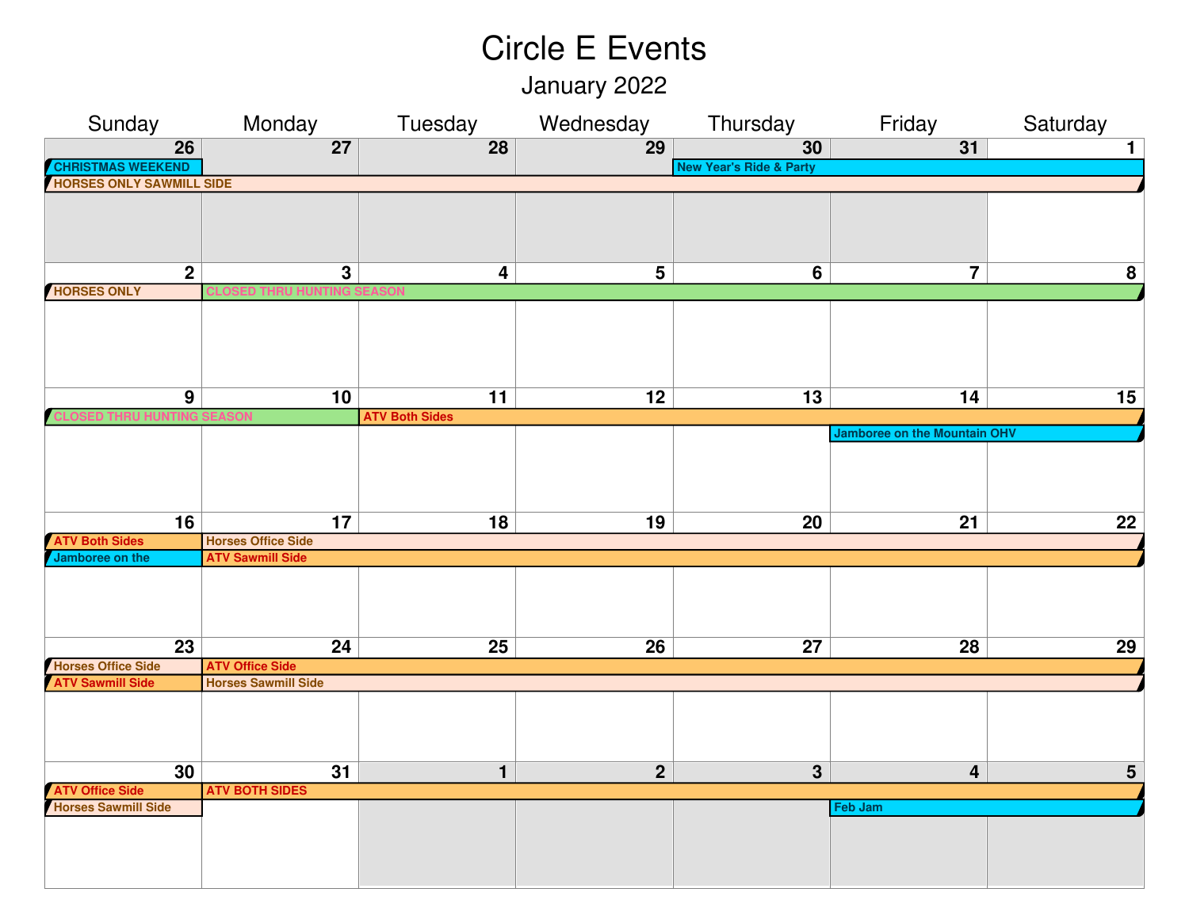# Circle E Events

## January 2022

| Sunday | Monday | Tuesday | Wednesday | Thursday | Friday | Saturday |
|---|---|---|---|---|---|---|
| 26<br>CHRISTMAS WEEKEND<br>HORSES ONLY SAWMILL SIDE | 27<br>HORSES ONLY SAWMILL SIDE | 28<br>HORSES ONLY SAWMILL SIDE | 29<br>HORSES ONLY SAWMILL SIDE | 30<br>New Year's Ride & Party<br>HORSES ONLY SAWMILL SIDE | 31<br>New Year's Ride & Party<br>HORSES ONLY SAWMILL SIDE | 1<br>New Year's Ride & Party<br>HORSES ONLY SAWMILL SIDE |
| 2<br>HORSES ONLY | 3<br>CLOSED THRU HUNTING SEASON | 4<br>CLOSED THRU HUNTING SEASON | 5<br>CLOSED THRU HUNTING SEASON | 6<br>CLOSED THRU HUNTING SEASON | 7<br>CLOSED THRU HUNTING SEASON | 8<br>CLOSED THRU HUNTING SEASON |
| 9<br>CLOSED THRU HUNTING SEASON | 10<br>CLOSED THRU HUNTING SEASON | 11<br>ATV Both Sides | 12<br>ATV Both Sides | 13<br>ATV Both Sides | 14<br>ATV Both Sides<br>Jamboree on the Mountain OHV | 15<br>ATV Both Sides<br>Jamboree on the Mountain OHV |
| 16<br>ATV Both Sides<br>Jamboree on the | 17<br>Horses Office Side<br>ATV Sawmill Side | 18<br>Horses Office Side<br>ATV Sawmill Side | 19<br>Horses Office Side<br>ATV Sawmill Side | 20<br>Horses Office Side<br>ATV Sawmill Side | 21<br>Horses Office Side<br>ATV Sawmill Side | 22<br>Horses Office Side<br>ATV Sawmill Side |
| 23<br>Horses Office Side<br>ATV Sawmill Side | 24<br>ATV Office Side<br>Horses Sawmill Side | 25<br>ATV Office Side<br>Horses Sawmill Side | 26<br>ATV Office Side<br>Horses Sawmill Side | 27<br>ATV Office Side<br>Horses Sawmill Side | 28<br>ATV Office Side<br>Horses Sawmill Side | 29<br>ATV Office Side<br>Horses Sawmill Side |
| 30<br>ATV Office Side<br>Horses Sawmill Side | 31<br>ATV BOTH SIDES | 1<br>ATV BOTH SIDES | 2<br>ATV BOTH SIDES | 3<br>ATV BOTH SIDES | 4<br>ATV BOTH SIDES<br>Feb Jam | 5<br>ATV BOTH SIDES<br>Feb Jam |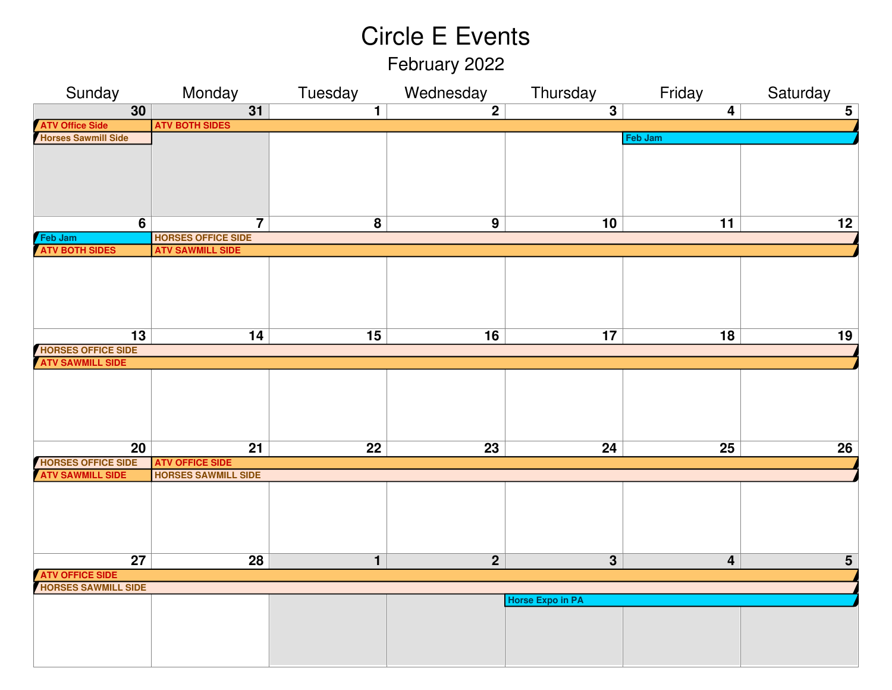# Circle E Events

## February 2022

| Sunday | Monday | Tuesday | Wednesday | Thursday | Friday | Saturday |
|---|---|---|---|---|---|---|
| 30<br>ATV Office Side<br>Horses Sawmill Side | 31<br>ATV BOTH SIDES | 1<br>ATV BOTH SIDES | 2<br>ATV BOTH SIDES | 3<br>ATV BOTH SIDES | 4<br>ATV BOTH SIDES<br>Feb Jam | 5<br>ATV BOTH SIDES<br>Feb Jam |
| 6<br>Feb Jam<br>ATV BOTH SIDES | 7<br>HORSES OFFICE SIDE<br>ATV SAWMILL SIDE | 8<br>HORSES OFFICE SIDE<br>ATV SAWMILL SIDE | 9<br>HORSES OFFICE SIDE<br>ATV SAWMILL SIDE | 10<br>HORSES OFFICE SIDE<br>ATV SAWMILL SIDE | 11<br>HORSES OFFICE SIDE<br>ATV SAWMILL SIDE | 12<br>HORSES OFFICE SIDE<br>ATV SAWMILL SIDE |
| 13<br>HORSES OFFICE SIDE<br>ATV SAWMILL SIDE | 14<br>HORSES OFFICE SIDE<br>ATV SAWMILL SIDE | 15<br>HORSES OFFICE SIDE<br>ATV SAWMILL SIDE | 16<br>HORSES OFFICE SIDE<br>ATV SAWMILL SIDE | 17<br>HORSES OFFICE SIDE<br>ATV SAWMILL SIDE | 18<br>HORSES OFFICE SIDE<br>ATV SAWMILL SIDE | 19<br>HORSES OFFICE SIDE<br>ATV SAWMILL SIDE |
| 20<br>HORSES OFFICE SIDE<br>ATV SAWMILL SIDE | 21<br>ATV OFFICE SIDE<br>HORSES SAWMILL SIDE | 22<br>ATV OFFICE SIDE<br>HORSES SAWMILL SIDE | 23<br>ATV OFFICE SIDE<br>HORSES SAWMILL SIDE | 24<br>ATV OFFICE SIDE<br>HORSES SAWMILL SIDE | 25<br>ATV OFFICE SIDE<br>HORSES SAWMILL SIDE | 26<br>ATV OFFICE SIDE<br>HORSES SAWMILL SIDE |
| 27<br>ATV OFFICE SIDE<br>HORSES SAWMILL SIDE | 28<br>ATV OFFICE SIDE<br>HORSES SAWMILL SIDE | 1<br>ATV OFFICE SIDE<br>HORSES SAWMILL SIDE | 2<br>ATV OFFICE SIDE<br>HORSES SAWMILL SIDE | 3<br>ATV OFFICE SIDE<br>HORSES SAWMILL SIDE<br>Horse Expo in PA | 4<br>ATV OFFICE SIDE<br>HORSES SAWMILL SIDE<br>Horse Expo in PA | 5<br>ATV OFFICE SIDE<br>HORSES SAWMILL SIDE<br>Horse Expo in PA |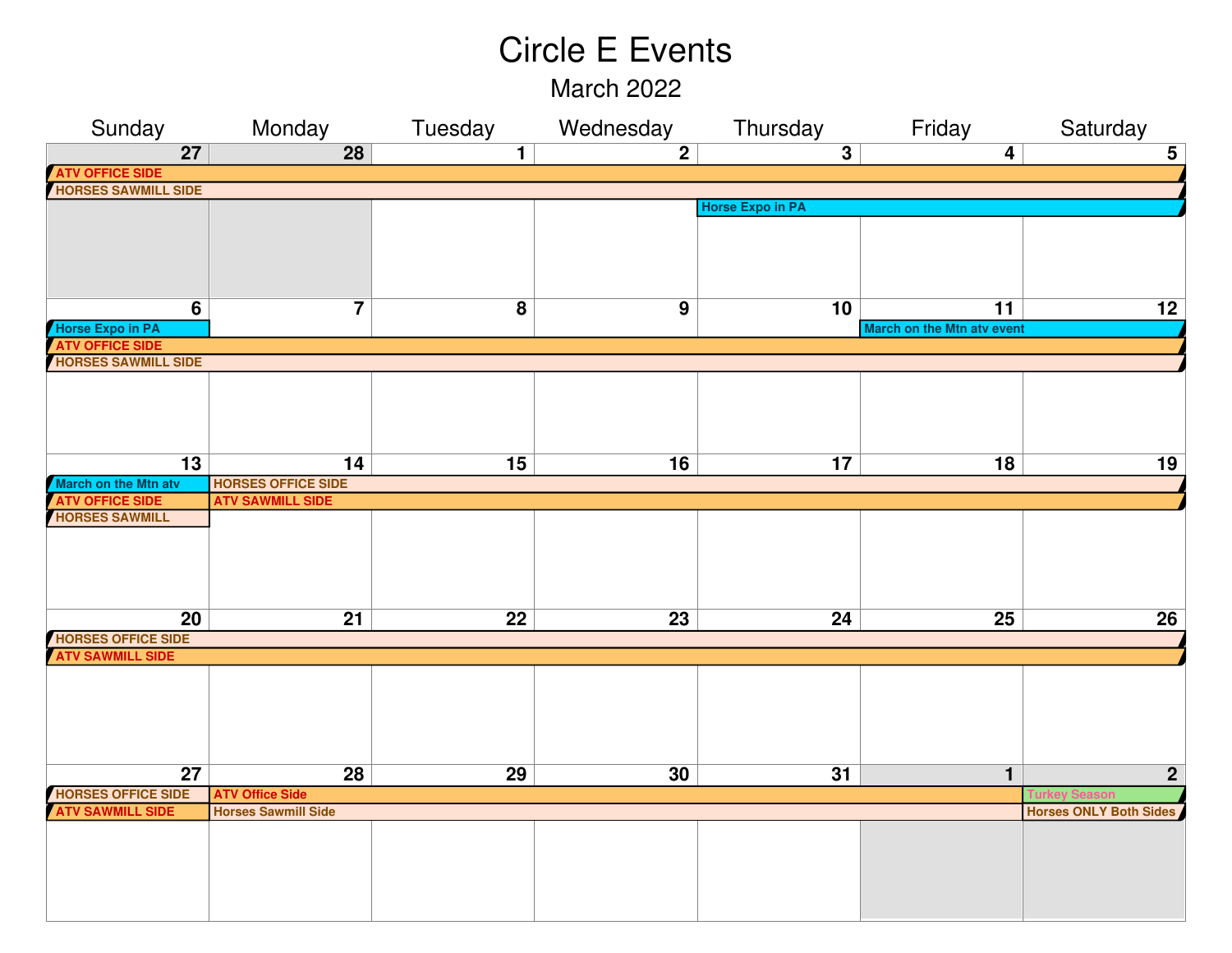# Circle E Events

## March 2022

| Sunday | Monday | Tuesday | Wednesday | Thursday | Friday | Saturday |
|---|---|---|---|---|---|---|
| 27 | 28 | 1 | 2 | 3 | 4 | 5 |
| ATV OFFICE SIDE | ATV OFFICE SIDE | ATV OFFICE SIDE | ATV OFFICE SIDE | ATV OFFICE SIDE | ATV OFFICE SIDE | ATV OFFICE SIDE |
| HORSES SAWMILL SIDE | HORSES SAWMILL SIDE | HORSES SAWMILL SIDE | HORSES SAWMILL SIDE | HORSES SAWMILL SIDE | HORSES SAWMILL SIDE | HORSES SAWMILL SIDE |
| | | | | Horse Expo in PA | Horse Expo in PA | Horse Expo in PA |
| 6 | 7 | 8 | 9 | 10 | 11 | 12 |
| Horse Expo in PA | | | | | March on the Mtn atv event | March on the Mtn atv event |
| ATV OFFICE SIDE | ATV OFFICE SIDE | ATV OFFICE SIDE | ATV OFFICE SIDE | ATV OFFICE SIDE | ATV OFFICE SIDE | ATV OFFICE SIDE |
| HORSES SAWMILL SIDE | HORSES SAWMILL SIDE | HORSES SAWMILL SIDE | HORSES SAWMILL SIDE | HORSES SAWMILL SIDE | HORSES SAWMILL SIDE | HORSES SAWMILL SIDE |
| 13 | 14 | 15 | 16 | 17 | 18 | 19 |
| March on the Mtn atv | HORSES OFFICE SIDE | HORSES OFFICE SIDE | HORSES OFFICE SIDE | HORSES OFFICE SIDE | HORSES OFFICE SIDE | HORSES OFFICE SIDE |
| ATV OFFICE SIDE | ATV SAWMILL SIDE | ATV SAWMILL SIDE | ATV SAWMILL SIDE | ATV SAWMILL SIDE | ATV SAWMILL SIDE | ATV SAWMILL SIDE |
| HORSES SAWMILL | | | | | | |
| 20 | 21 | 22 | 23 | 24 | 25 | 26 |
| HORSES OFFICE SIDE | HORSES OFFICE SIDE | HORSES OFFICE SIDE | HORSES OFFICE SIDE | HORSES OFFICE SIDE | HORSES OFFICE SIDE | HORSES OFFICE SIDE |
| ATV SAWMILL SIDE | ATV SAWMILL SIDE | ATV SAWMILL SIDE | ATV SAWMILL SIDE | ATV SAWMILL SIDE | ATV SAWMILL SIDE | ATV SAWMILL SIDE |
| 27 | 28 | 29 | 30 | 31 | 1 | 2 |
| HORSES OFFICE SIDE | ATV Office Side | ATV Office Side | ATV Office Side | ATV Office Side | ATV Office Side | Turkey Season |
| ATV SAWMILL SIDE | Horses Sawmill Side | Horses Sawmill Side | Horses Sawmill Side | Horses Sawmill Side | Horses Sawmill Side | Horses ONLY Both Sides |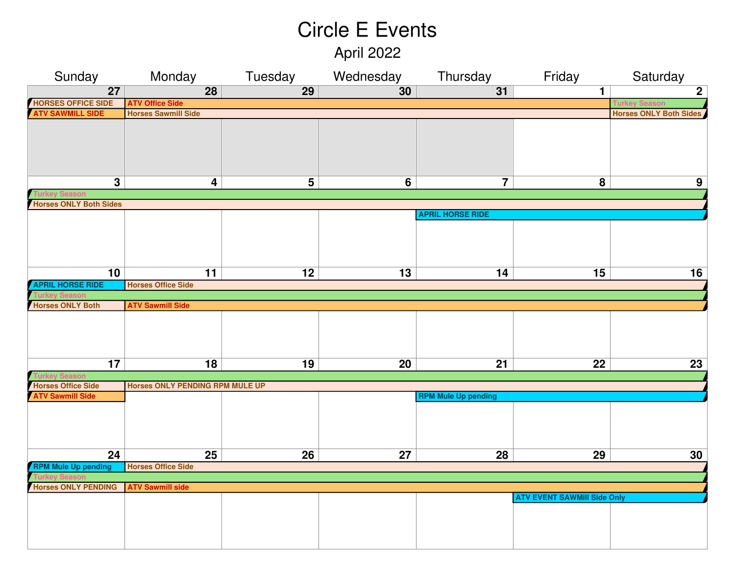# Circle E Events

## April 2022

| Sunday | Monday | Tuesday | Wednesday | Thursday | Friday | Saturday |
|---|---|---|---|---|---|---|
| 27<br>HORSES OFFICE SIDE<br>ATV SAWMILL SIDE | 28<br>ATV Office Side<br>Horses Sawmill Side | 29 | 30 | 31 | 1 | 2<br>Turkey Season<br>Horses ONLY Both Sides |
| 3<br>Turkey Season<br>Horses ONLY Both Sides | 4 | 5 | 6 | 7<br>APRIL HORSE RIDE | 8 | 9 |
| 10<br>APRIL HORSE RIDE<br>Turkey Season<br>Horses ONLY Both | 11<br>Horses Office Side<br>ATV Sawmill Side | 12 | 13 | 14 | 15 | 16 |
| 17<br>Turkey Season<br>Horses Office Side<br>ATV Sawmill Side | 18<br>Horses ONLY PENDING RPM MULE UP | 19 | 20 | 21<br>RPM Mule Up pending | 22 | 23 |
| 24<br>RPM Mule Up pending<br>Turkey Season<br>Horses ONLY PENDING | 25<br>Horses Office Side<br>ATV Sawmill side | 26 | 27 | 28 | 29<br>ATV EVENT SAWMill Side Only | 30 |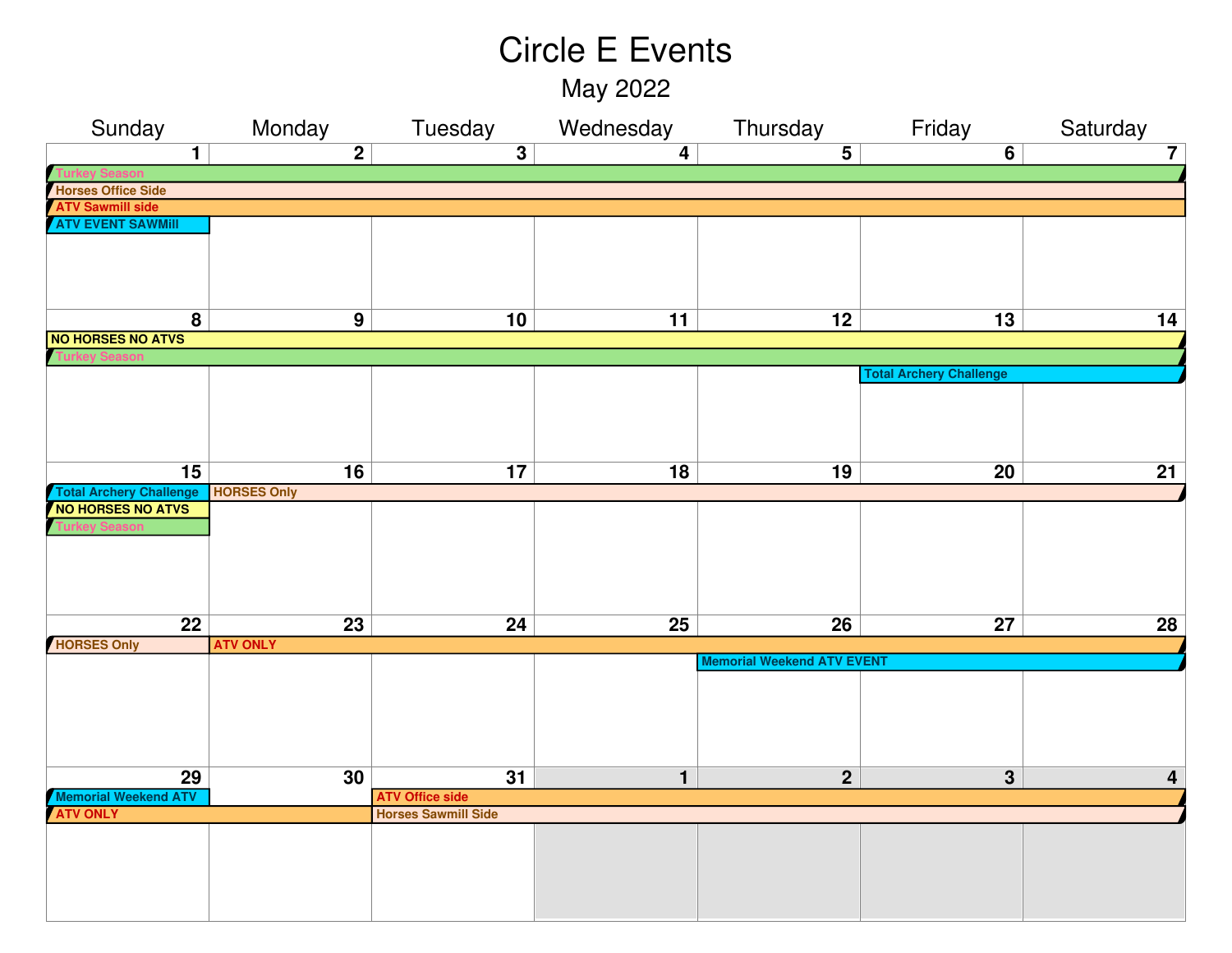# Circle E Events

## May 2022

| Sunday | Monday | Tuesday | Wednesday | Thursday | Friday | Saturday |
|---|---|---|---|---|---|---|
| 1 | 2 | 3 | 4 | 5 | 6 | 7 |
| Turkey Season (Sun–Sat) | | | | | | |
| Horses Office Side (Sun–Sat) | | | | | | |
| ATV Sawmill side (Sun–Sat) | | | | | | |
| ATV EVENT SAWMill | | | | | | |
| 8 | 9 | 10 | 11 | 12 | 13 | 14 |
| NO HORSES NO ATVS (Sun–Sat) | | | | | | |
| Turkey Season (Sun–Sat) | | | | | | |
| | | | | | Total Archery Challenge (Fri–Sat) | |
| 15 | 16 | 17 | 18 | 19 | 20 | 21 |
| Total Archery Challenge | HORSES Only (Mon–Sat) | | | | | |
| NO HORSES NO ATVS | | | | | | |
| Turkey Season | | | | | | |
| 22 | 23 | 24 | 25 | 26 | 27 | 28 |
| HORSES Only | ATV ONLY (Mon–Sat) | | | | | |
| | | | | Memorial Weekend ATV EVENT (Thu–Sat) | | |
| 29 | 30 | 31 | 1 | 2 | 3 | 4 |
| Memorial Weekend ATV | | ATV Office side (Tue–Sat) | | | | |
| ATV ONLY (Sun–Mon) | | Horses Sawmill Side (Tue–Sat) | | | | |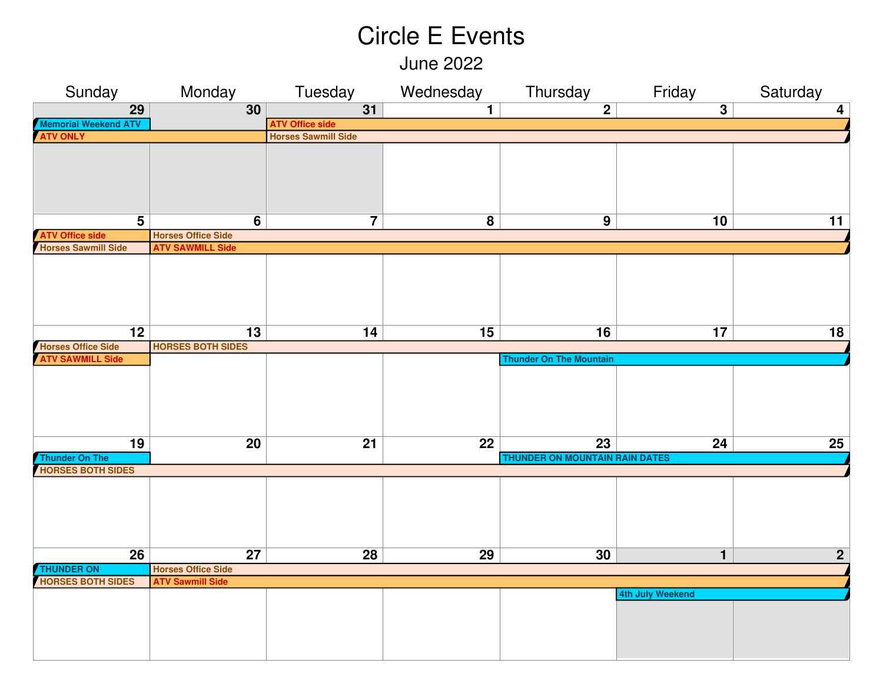# Circle E Events

## June 2022

| Sunday | Monday | Tuesday | Wednesday | Thursday | Friday | Saturday |
|---|---|---|---|---|---|---|
| 29<br>Memorial Weekend ATV<br>ATV ONLY | 30<br>ATV ONLY | 31<br>ATV Office side<br>Horses Sawmill Side | 1<br>ATV Office side<br>Horses Sawmill Side | 2<br>ATV Office side<br>Horses Sawmill Side | 3<br>ATV Office side<br>Horses Sawmill Side | 4<br>ATV Office side<br>Horses Sawmill Side |
| 5<br>ATV Office side<br>Horses Sawmill Side | 6<br>Horses Office Side<br>ATV SAWMILL Side | 7<br>Horses Office Side<br>ATV SAWMILL Side | 8<br>Horses Office Side<br>ATV SAWMILL Side | 9<br>Horses Office Side<br>ATV SAWMILL Side | 10<br>Horses Office Side<br>ATV SAWMILL Side | 11<br>Horses Office Side<br>ATV SAWMILL Side |
| 12<br>Horses Office Side<br>ATV SAWMILL Side | 13<br>HORSES BOTH SIDES | 14<br>HORSES BOTH SIDES | 15<br>HORSES BOTH SIDES | 16<br>HORSES BOTH SIDES<br>Thunder On The Mountain | 17<br>HORSES BOTH SIDES<br>Thunder On The Mountain | 18<br>HORSES BOTH SIDES<br>Thunder On The Mountain |
| 19<br>Thunder On The<br>HORSES BOTH SIDES | 20<br>HORSES BOTH SIDES | 21<br>HORSES BOTH SIDES | 22<br>HORSES BOTH SIDES | 23<br>THUNDER ON MOUNTAIN RAIN DATES<br>HORSES BOTH SIDES | 24<br>THUNDER ON MOUNTAIN RAIN DATES<br>HORSES BOTH SIDES | 25<br>THUNDER ON MOUNTAIN RAIN DATES<br>HORSES BOTH SIDES |
| 26<br>THUNDER ON<br>HORSES BOTH SIDES | 27<br>Horses Office Side<br>ATV Sawmill Side | 28<br>Horses Office Side<br>ATV Sawmill Side | 29<br>Horses Office Side<br>ATV Sawmill Side | 30<br>Horses Office Side<br>ATV Sawmill Side | 1<br>Horses Office Side<br>ATV Sawmill Side<br>4th July Weekend | 2<br>Horses Office Side<br>ATV Sawmill Side<br>4th July Weekend |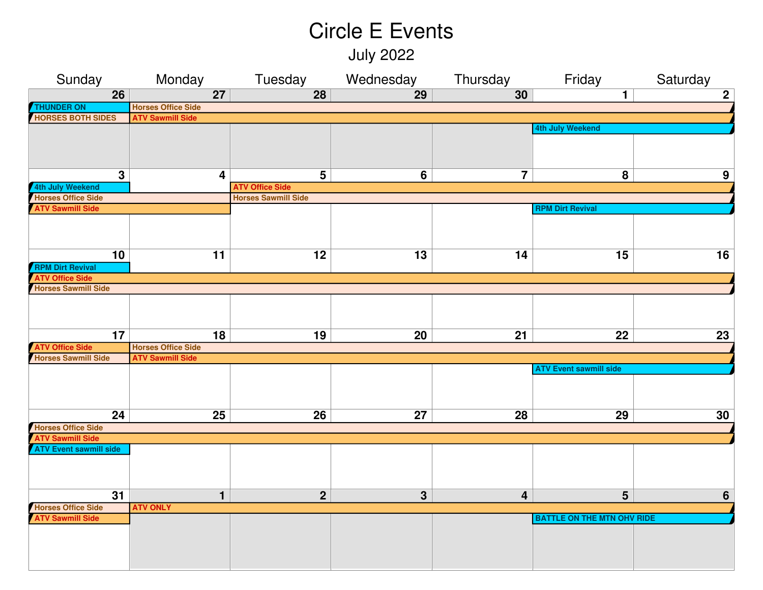# Circle E Events

## July 2022

| Sunday | Monday | Tuesday | Wednesday | Thursday | Friday | Saturday |
|---|---|---|---|---|---|---|
| 26<br>THUNDER ON<br>HORSES BOTH SIDES | 27<br>Horses Office Side<br>ATV Sawmill Side | 28 | 29 | 30 | 1<br>4th July Weekend | 2 |
| 3<br>4th July Weekend<br>Horses Office Side<br>ATV Sawmill Side | 4 | 5<br>ATV Office Side<br>Horses Sawmill Side | 6 | 7 | 8<br>RPM Dirt Revival | 9 |
| 10<br>RPM Dirt Revival<br>ATV Office Side<br>Horses Sawmill Side | 11 | 12 | 13 | 14 | 15 | 16 |
| 17<br>ATV Office Side<br>Horses Sawmill Side | 18<br>Horses Office Side<br>ATV Sawmill Side | 19 | 20 | 21 | 22<br>ATV Event sawmill side | 23 |
| 24<br>Horses Office Side<br>ATV Sawmill Side<br>ATV Event sawmill side | 25 | 26 | 27 | 28 | 29 | 30 |
| 31<br>Horses Office Side<br>ATV Sawmill Side | 1<br>ATV ONLY | 2 | 3 | 4 | 5<br>BATTLE ON THE MTN OHV RIDE | 6 |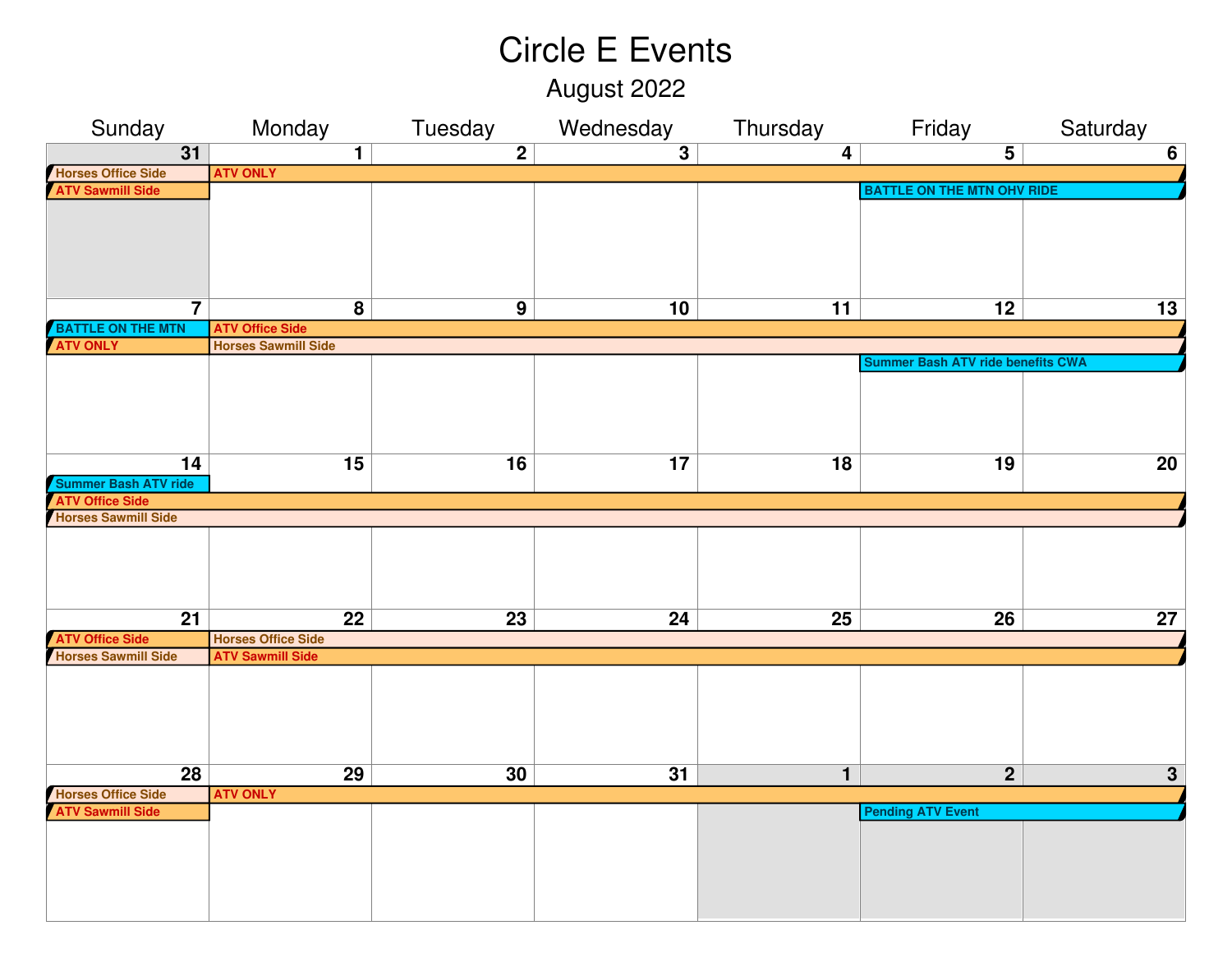# Circle E Events

## August 2022

| Sunday | Monday | Tuesday | Wednesday | Thursday | Friday | Saturday |
|---|---|---|---|---|---|---|
| 31<br>Horses Office Side<br>ATV Sawmill Side | 1<br>ATV ONLY | 2<br>ATV ONLY | 3<br>ATV ONLY | 4<br>ATV ONLY | 5<br>ATV ONLY<br>BATTLE ON THE MTN OHV RIDE | 6<br>ATV ONLY<br>BATTLE ON THE MTN OHV RIDE |
| 7<br>BATTLE ON THE MTN<br>ATV ONLY | 8<br>ATV Office Side<br>Horses Sawmill Side | 9<br>ATV Office Side<br>Horses Sawmill Side | 10<br>ATV Office Side<br>Horses Sawmill Side | 11<br>ATV Office Side<br>Horses Sawmill Side | 12<br>ATV Office Side<br>Horses Sawmill Side<br>Summer Bash ATV ride benefits CWA | 13<br>ATV Office Side<br>Horses Sawmill Side<br>Summer Bash ATV ride benefits CWA |
| 14<br>Summer Bash ATV ride<br>ATV Office Side<br>Horses Sawmill Side | 15<br>ATV Office Side<br>Horses Sawmill Side | 16<br>ATV Office Side<br>Horses Sawmill Side | 17<br>ATV Office Side<br>Horses Sawmill Side | 18<br>ATV Office Side<br>Horses Sawmill Side | 19<br>ATV Office Side<br>Horses Sawmill Side | 20<br>ATV Office Side<br>Horses Sawmill Side |
| 21<br>ATV Office Side<br>Horses Sawmill Side | 22<br>Horses Office Side<br>ATV Sawmill Side | 23<br>Horses Office Side<br>ATV Sawmill Side | 24<br>Horses Office Side<br>ATV Sawmill Side | 25<br>Horses Office Side<br>ATV Sawmill Side | 26<br>Horses Office Side<br>ATV Sawmill Side | 27<br>Horses Office Side<br>ATV Sawmill Side |
| 28<br>Horses Office Side<br>ATV Sawmill Side | 29<br>ATV ONLY | 30<br>ATV ONLY | 31<br>ATV ONLY | 1<br>ATV ONLY | 2<br>ATV ONLY<br>Pending ATV Event | 3<br>ATV ONLY<br>Pending ATV Event |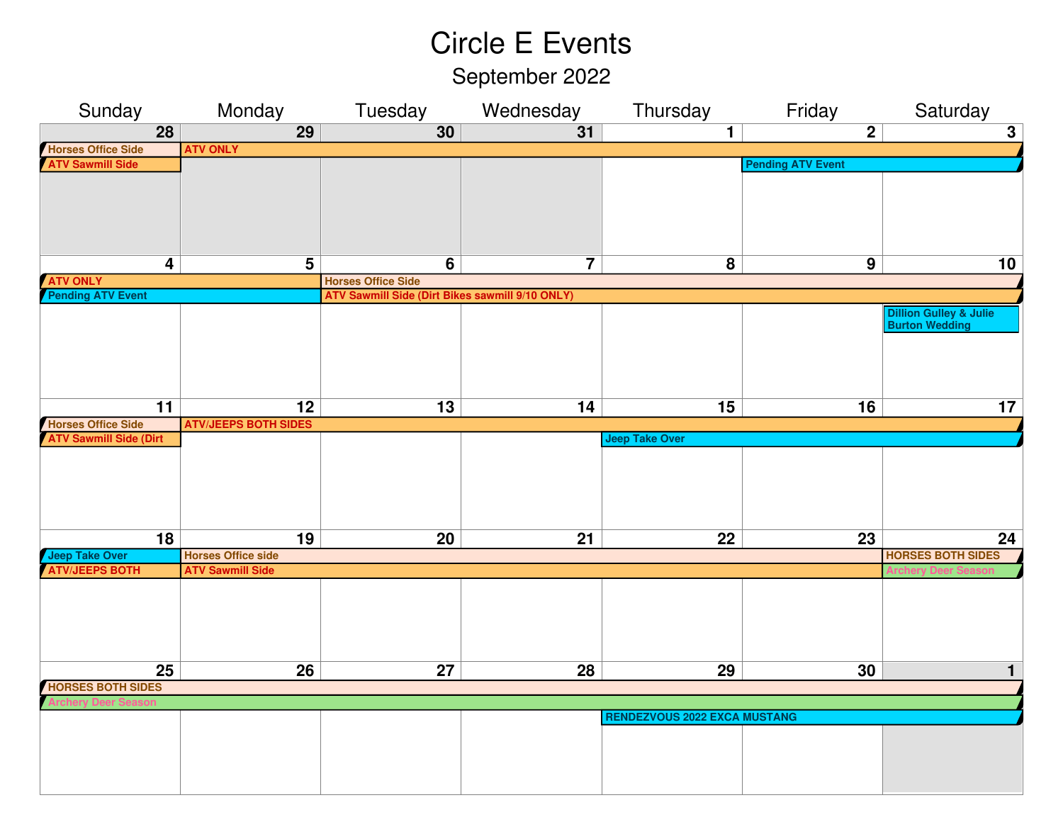# Circle E Events

## September 2022

| Sunday | Monday | Tuesday | Wednesday | Thursday | Friday | Saturday |
|---|---|---|---|---|---|---|
| 28<br>Horses Office Side<br>ATV Sawmill Side | 29<br>ATV ONLY | 30<br>ATV ONLY | 31<br>ATV ONLY | 1<br>ATV ONLY | 2<br>ATV ONLY<br>Pending ATV Event | 3<br>ATV ONLY<br>Pending ATV Event |
| 4<br>ATV ONLY<br>Pending ATV Event | 5<br>ATV ONLY<br>Pending ATV Event | 6<br>Horses Office Side<br>ATV Sawmill Side (Dirt Bikes sawmill 9/10 ONLY) | 7<br>Horses Office Side<br>ATV Sawmill Side (Dirt Bikes sawmill 9/10 ONLY) | 8<br>Horses Office Side<br>ATV Sawmill Side (Dirt Bikes sawmill 9/10 ONLY) | 9<br>Horses Office Side<br>ATV Sawmill Side (Dirt Bikes sawmill 9/10 ONLY) | 10<br>Horses Office Side<br>ATV Sawmill Side (Dirt Bikes sawmill 9/10 ONLY)<br>Dillion Gulley & Julie Burton Wedding |
| 11<br>Horses Office Side<br>ATV Sawmill Side (Dirt | 12<br>ATV/JEEPS BOTH SIDES | 13<br>ATV/JEEPS BOTH SIDES | 14<br>ATV/JEEPS BOTH SIDES | 15<br>ATV/JEEPS BOTH SIDES<br>Jeep Take Over | 16<br>ATV/JEEPS BOTH SIDES<br>Jeep Take Over | 17<br>ATV/JEEPS BOTH SIDES<br>Jeep Take Over |
| 18<br>Jeep Take Over<br>ATV/JEEPS BOTH | 19<br>Horses Office side<br>ATV Sawmill Side | 20<br>Horses Office side<br>ATV Sawmill Side | 21<br>Horses Office side<br>ATV Sawmill Side | 22<br>Horses Office side<br>ATV Sawmill Side | 23<br>Horses Office side<br>ATV Sawmill Side | 24<br>HORSES BOTH SIDES<br>Archery Deer Season |
| 25<br>HORSES BOTH SIDES<br>Archery Deer Season | 26<br>HORSES BOTH SIDES<br>Archery Deer Season | 27<br>HORSES BOTH SIDES<br>Archery Deer Season | 28<br>HORSES BOTH SIDES<br>Archery Deer Season | 29<br>HORSES BOTH SIDES<br>Archery Deer Season<br>RENDEZVOUS 2022 EXCA MUSTANG | 30<br>HORSES BOTH SIDES<br>Archery Deer Season<br>RENDEZVOUS 2022 EXCA MUSTANG | 1<br>HORSES BOTH SIDES<br>Archery Deer Season<br>RENDEZVOUS 2022 EXCA MUSTANG |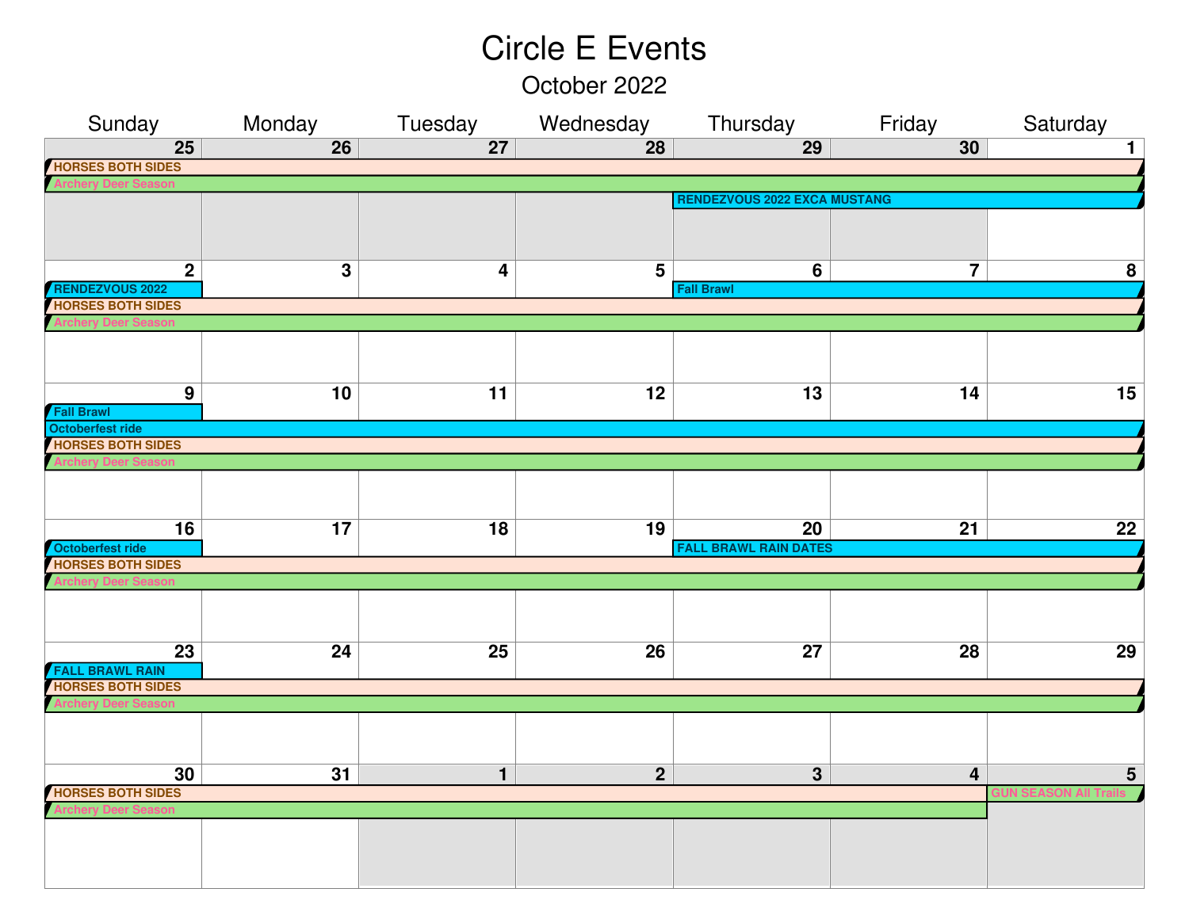# Circle E Events

## October 2022

| Sunday | Monday | Tuesday | Wednesday | Thursday | Friday | Saturday |
|---|---|---|---|---|---|---|
| 25 | 26 | 27 | 28 | 29 | 30 | 1 |
| HORSES BOTH SIDES | | | | | | |
| Archery Deer Season | | | | | | |
| | | | | RENDEZVOUS 2022 EXCA MUSTANG | | |
| 2 | 3 | 4 | 5 | 6 | 7 | 8 |
| RENDEZVOUS 2022 | | | | Fall Brawl | | |
| HORSES BOTH SIDES | | | | | | |
| Archery Deer Season | | | | | | |
| 9 | 10 | 11 | 12 | 13 | 14 | 15 |
| Fall Brawl | | | | | | |
| Octoberfest ride | | | | | | |
| HORSES BOTH SIDES | | | | | | |
| Archery Deer Season | | | | | | |
| 16 | 17 | 18 | 19 | 20 | 21 | 22 |
| Octoberfest ride | | | | FALL BRAWL RAIN DATES | | |
| HORSES BOTH SIDES | | | | | | |
| Archery Deer Season | | | | | | |
| 23 | 24 | 25 | 26 | 27 | 28 | 29 |
| FALL BRAWL RAIN | | | | | | |
| HORSES BOTH SIDES | | | | | | |
| Archery Deer Season | | | | | | |
| 30 | 31 | 1 | 2 | 3 | 4 | 5 |
| HORSES BOTH SIDES | | | | | | GUN SEASON All Trails |
| Archery Deer Season | | | | | | |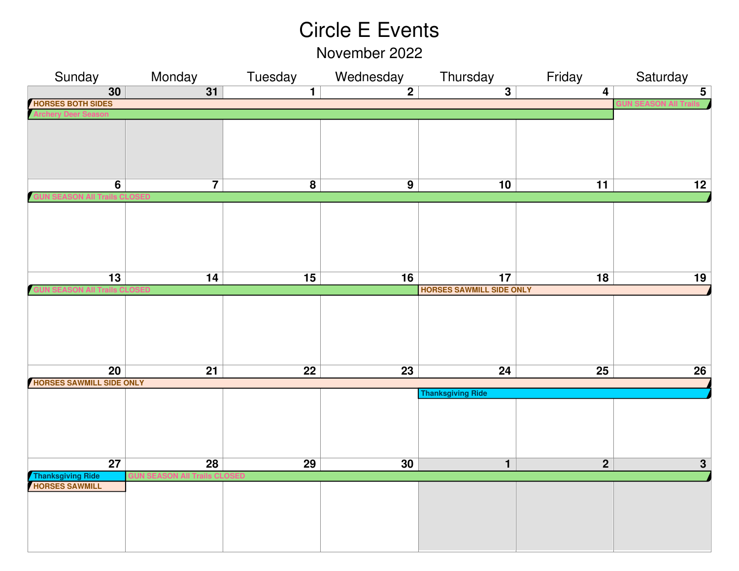# Circle E Events

## November 2022

| Sunday | Monday | Tuesday | Wednesday | Thursday | Friday | Saturday |
|---|---|---|---|---|---|---|
| 30 HORSES BOTH SIDES; Archery Deer Season | 31 | 1 | 2 | 3 | 4 | 5 GUN SEASON All Trails |
| 6 GUN SEASON All Trails CLOSED | 7 | 8 | 9 | 10 | 11 | 12 |
| 13 GUN SEASON All Trails CLOSED | 14 | 15 | 16 | 17 HORSES SAWMILL SIDE ONLY | 18 | 19 |
| 20 HORSES SAWMILL SIDE ONLY | 21 | 22 | 23 | 24 Thanksgiving Ride | 25 | 26 |
| 27 Thanksgiving Ride; HORSES SAWMILL | 28 GUN SEASON All Trails CLOSED | 29 | 30 | 1 | 2 | 3 |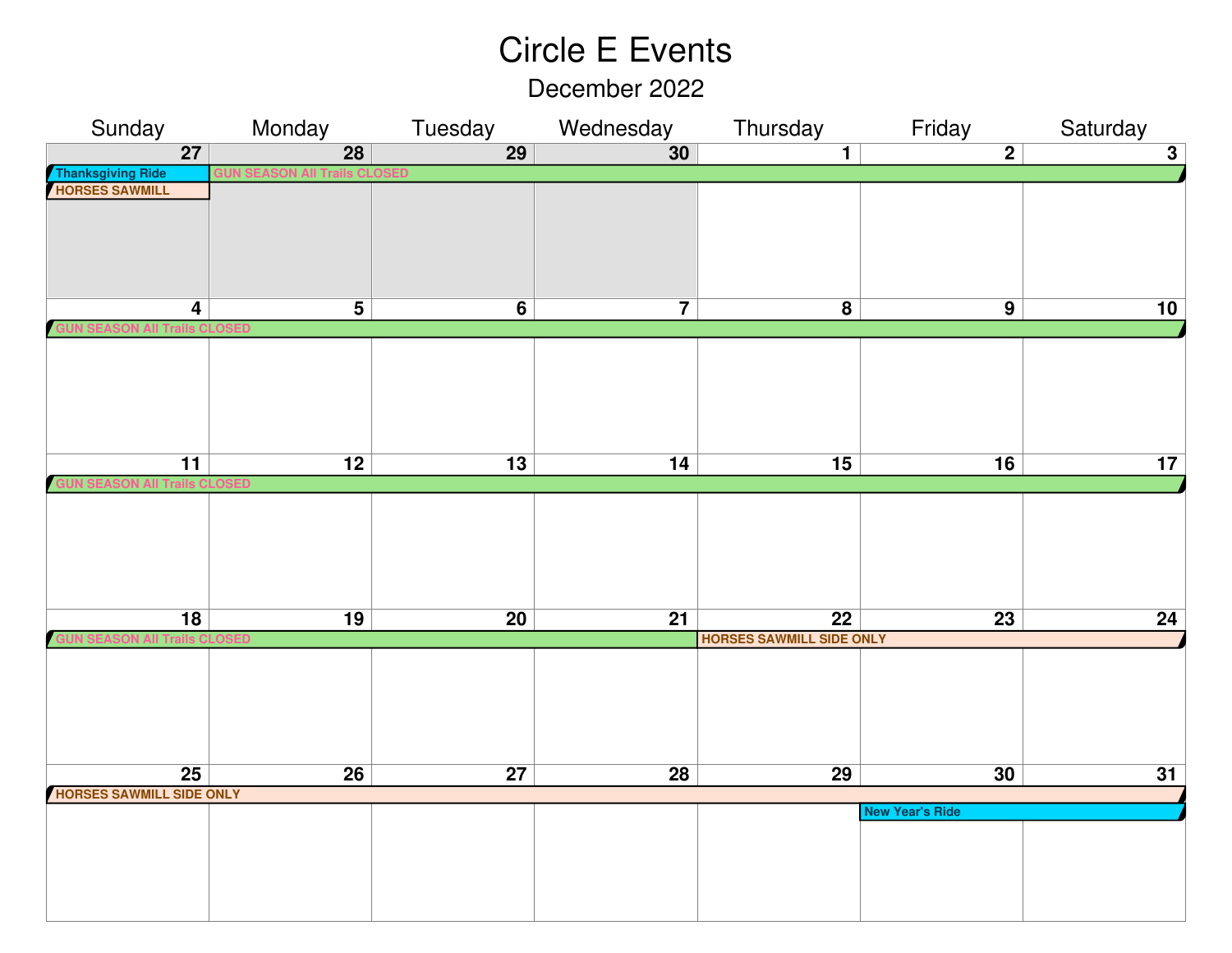# Circle E Events

## December 2022

| Sunday | Monday | Tuesday | Wednesday | Thursday | Friday | Saturday |
|---|---|---|---|---|---|---|
| 27 Thanksgiving Ride; HORSES SAWMILL | 28 GUN SEASON All Trails CLOSED | 29 | 30 | 1 | 2 | 3 |
| 4 GUN SEASON All Trails CLOSED | 5 | 6 | 7 | 8 | 9 | 10 |
| 11 GUN SEASON All Trails CLOSED | 12 | 13 | 14 | 15 | 16 | 17 |
| 18 GUN SEASON All Trails CLOSED | 19 | 20 | 21 | 22 HORSES SAWMILL SIDE ONLY | 23 | 24 |
| 25 HORSES SAWMILL SIDE ONLY | 26 | 27 | 28 | 29 | 30 New Year's Ride | 31 |